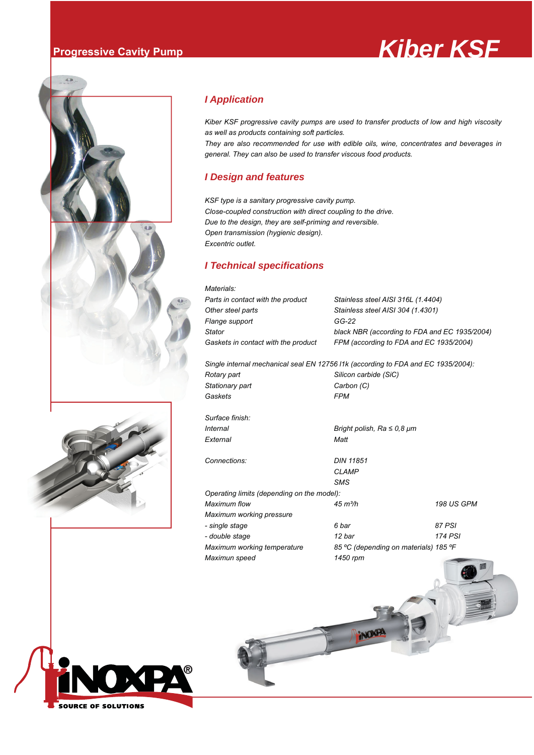Progressive Cavity Pump

# Kiber KSF

## I Application

*Kiber KSF progressive cavity pumps are used to transfer products of low and high viscosity as well as products containing soft particles.*
*They are also recommended for use with edible oils, wine, concentrates and beverages in general. They can also be used to transfer viscous food products.*

## I Design and features

*KSF type is a sanitary progressive cavity pump.*
*Close-coupled construction with direct coupling to the drive.*
*Due to the design, they are self-priming and reversible.*
*Open transmission (hygienic design).*
*Excentric outlet.*

## I Technical specifications

| | | |
|---|---|---|
| *Materials:* | | |
| *Parts in contact with the product* | *Stainless steel AISI 316L (1.4404)* | |
| *Other steel parts* | *Stainless steel AISI 304 (1.4301)* | |
| *Flange support* | *GG-22* | |
| *Stator* | *black NBR (according to FDA and EC 1935/2004)* | |
| *Gaskets in contact with the product* | *FPM (according to FDA and EC 1935/2004)* | |
| *Single internal mechanical seal EN 12756 l1k (according to FDA and EC 1935/2004):* | | |
| *Rotary part* | *Silicon carbide (SiC)* | |
| *Stationary part* | *Carbon (C)* | |
| *Gaskets* | *FPM* | |
| *Surface finish:* | | |
| *Internal* | *Bright polish, Ra ≤ 0,8 μm* | |
| *External* | *Matt* | |
| *Connections:* | *DIN 11851* | |
| | *CLAMP* | |
| | *SMS* | |
| *Operating limits (depending on the model):* | | |
| *Maximum flow* | *45 m³/h* | *198 US GPM* |
| *Maximum working pressure* | | |
| *- single stage* | *6 bar* | *87 PSI* |
| *- double stage* | *12 bar* | *174 PSI* |
| *Maximum working temperature* | *85 ºC (depending on materials)* | *185 ºF* |
| *Maximun speed* | *1450 rpm* | |

INOXPA® SOURCE OF SOLUTIONS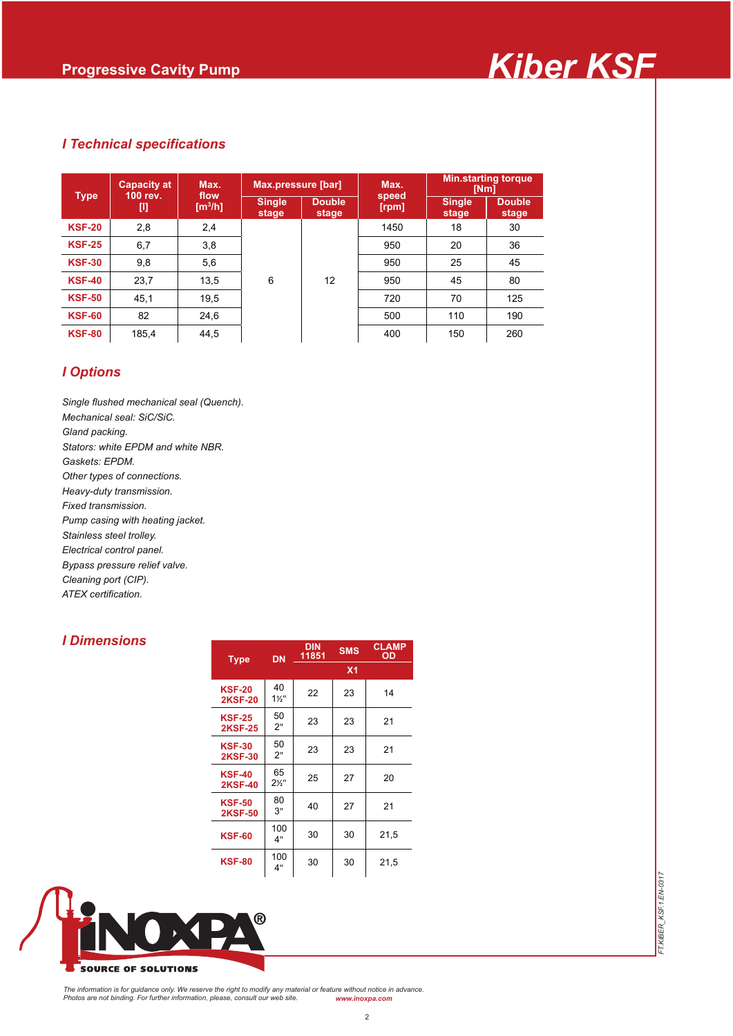## I Technical specifications

| Type | Capacity at 100 rev. [l] | Max. flow [m³/h] | Max.pressure [bar] | | Max. speed [rpm] | Min.starting torque [Nm] | |
|---|---|---|---|---|---|---|---|
| | | | Single stage | Double stage | | Single stage | Double stage |
| KSF-20 | 2,8 | 2,4 | 6 | 12 | 1450 | 18 | 30 |
| KSF-25 | 6,7 | 3,8 | 6 | 12 | 950 | 20 | 36 |
| KSF-30 | 9,8 | 5,6 | 6 | 12 | 950 | 25 | 45 |
| KSF-40 | 23,7 | 13,5 | 6 | 12 | 950 | 45 | 80 |
| KSF-50 | 45,1 | 19,5 | 6 | 12 | 720 | 70 | 125 |
| KSF-60 | 82 | 24,6 | 6 | 12 | 500 | 110 | 190 |
| KSF-80 | 185,4 | 44,5 | 6 | 12 | 400 | 150 | 260 |

## I Options

*Single flushed mechanical seal (Quench).*
*Mechanical seal: SiC/SiC.*
*Gland packing.*
*Stators: white EPDM and white NBR.*
*Gaskets: EPDM.*
*Other types of connections.*
*Heavy-duty transmission.*
*Fixed transmission.*
*Pump casing with heating jacket.*
*Stainless steel trolley.*
*Electrical control panel.*
*Bypass pressure relief valve.*
*Cleaning port (CIP).*
*ATEX certification.*

## I Dimensions

| Type | DN | DIN 11851 | SMS | CLAMP OD |
|---|---|---|---|---|
| | | X1 | | |
| KSF-20 2KSF-20 | 40 1½" | 22 | 23 | 14 |
| KSF-25 2KSF-25 | 50 2" | 23 | 23 | 21 |
| KSF-30 2KSF-30 | 50 2" | 23 | 23 | 21 |
| KSF-40 2KSF-40 | 65 2½" | 25 | 27 | 20 |
| KSF-50 2KSF-50 | 80 3" | 40 | 27 | 21 |
| KSF-60 | 100 4" | 30 | 30 | 21,5 |
| KSF-80 | 100 4" | 30 | 30 | 21,5 |

INOXPA® SOURCE OF SOLUTIONS

FT.KIBER_KSF.1.EN-0317

*The information is for guidance only. We reserve the right to modify any material or feature without notice in advance. Photos are not binding. For further information, please, consult our web site.* www.inoxpa.com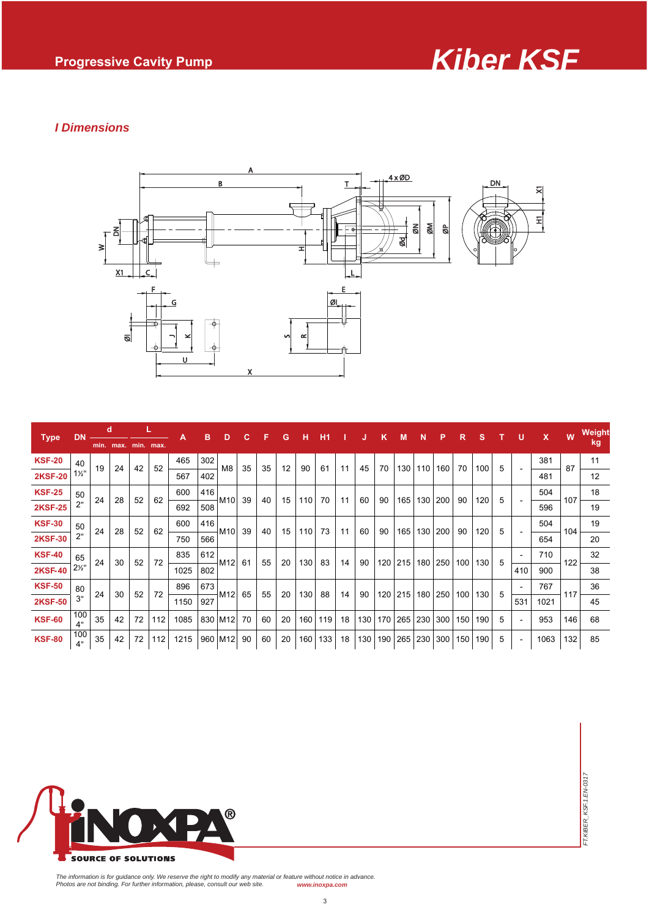## Progressive Cavity Pump

# Kiber KSF

### I Dimensions

A
B
T
4 x ØD
DN
X1
DN
W
X1
C
H
L
Ød
ØN
ØM
ØP
H1
F
G
E
ØI
ØI
J
K
S
R
U
X

| Type | DN | d | | L | | A | B | D | C | F | G | H | H1 | I | J | K | M | N | P | R | S | T | U | X | W | Weight kg |
|---|---|---|---|---|---|---|---|---|---|---|---|---|---|---|---|---|---|---|---|---|---|---|---|---|---|---|
| | | min. | max. | min. | max. | | | | | | | | | | | | | | | | | | | | | |
| KSF-20 | 40 1½" | 19 | 24 | 42 | 52 | 465 | 302 | M8 | 35 | 35 | 12 | 90 | 61 | 11 | 45 | 70 | 130 | 110 | 160 | 70 | 100 | 5 | - | 381 | 87 | 11 |
| 2KSF-20 | | | | | | 567 | 402 | | | | | | | | | | | | | | | | | 481 | | 12 |
| KSF-25 | 50 2" | 24 | 28 | 52 | 62 | 600 | 416 | M10 | 39 | 40 | 15 | 110 | 70 | 11 | 60 | 90 | 165 | 130 | 200 | 90 | 120 | 5 | - | 504 | 107 | 18 |
| 2KSF-25 | | | | | | 692 | 508 | | | | | | | | | | | | | | | | | 596 | | 19 |
| KSF-30 | 50 2" | 24 | 28 | 52 | 62 | 600 | 416 | M10 | 39 | 40 | 15 | 110 | 73 | 11 | 60 | 90 | 165 | 130 | 200 | 90 | 120 | 5 | - | 504 | 104 | 19 |
| 2KSF-30 | | | | | | 750 | 566 | | | | | | | | | | | | | | | | | 654 | | 20 |
| KSF-40 | 65 2½" | 24 | 30 | 52 | 72 | 835 | 612 | M12 | 61 | 55 | 20 | 130 | 83 | 14 | 90 | 120 | 215 | 180 | 250 | 100 | 130 | 5 | - | 710 | 122 | 32 |
| 2KSF-40 | | | | | | 1025 | 802 | | | | | | | | | | | | | | | | 410 | 900 | | 38 |
| KSF-50 | 80 3" | 24 | 30 | 52 | 72 | 896 | 673 | M12 | 65 | 55 | 20 | 130 | 88 | 14 | 90 | 120 | 215 | 180 | 250 | 100 | 130 | 5 | - | 767 | 117 | 36 |
| 2KSF-50 | | | | | | 1150 | 927 | | | | | | | | | | | | | | | | 531 | 1021 | | 45 |
| KSF-60 | 100 4" | 35 | 42 | 72 | 112 | 1085 | 830 | M12 | 70 | 60 | 20 | 160 | 119 | 18 | 130 | 170 | 265 | 230 | 300 | 150 | 190 | 5 | - | 953 | 146 | 68 |
| KSF-80 | 100 4" | 35 | 42 | 72 | 112 | 1215 | 960 | M12 | 90 | 60 | 20 | 160 | 133 | 18 | 130 | 190 | 265 | 230 | 300 | 150 | 190 | 5 | - | 1063 | 132 | 85 |

INOXPA®
SOURCE OF SOLUTIONS

FT.KIBER_KSF.1.EN-0317

*The information is for guidance only. We reserve the right to modify any material or feature without notice in advance.*
*Photos are not binding. For further information, please, consult our web site.* ***www.inoxpa.com***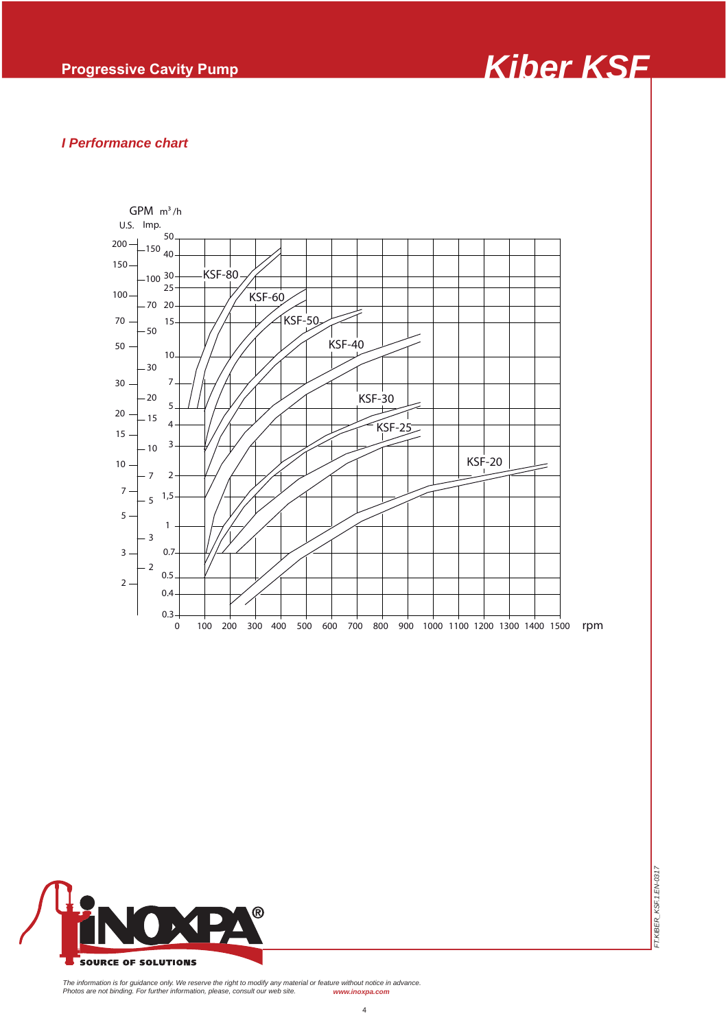## Performance chart

GPM m³/h

U.S. Imp.

200 150 50

40

150

100 30

25

100

70 20

70

15

50

50

10

30

30

7

20

5

20

15

4

15

3

10

10

7

2

7

5

1,5

5

1

3

3

0.7

2

0.5

2

0.4

0.3

0 100 200 300 400 500 600 700 800 900 1000 1100 1200 1300 1400 1500 rpm

KSF-80

KSF-60

KSF-50

KSF-40

KSF-30

KSF-25

KSF-20

*The information is for guidance only. We reserve the right to modify any material or feature without notice in advance.*
*Photos are not binding. For further information, please, consult our web site.* ***www.inoxpa.com***

FT.KIBER_KSF.1.EN-0317